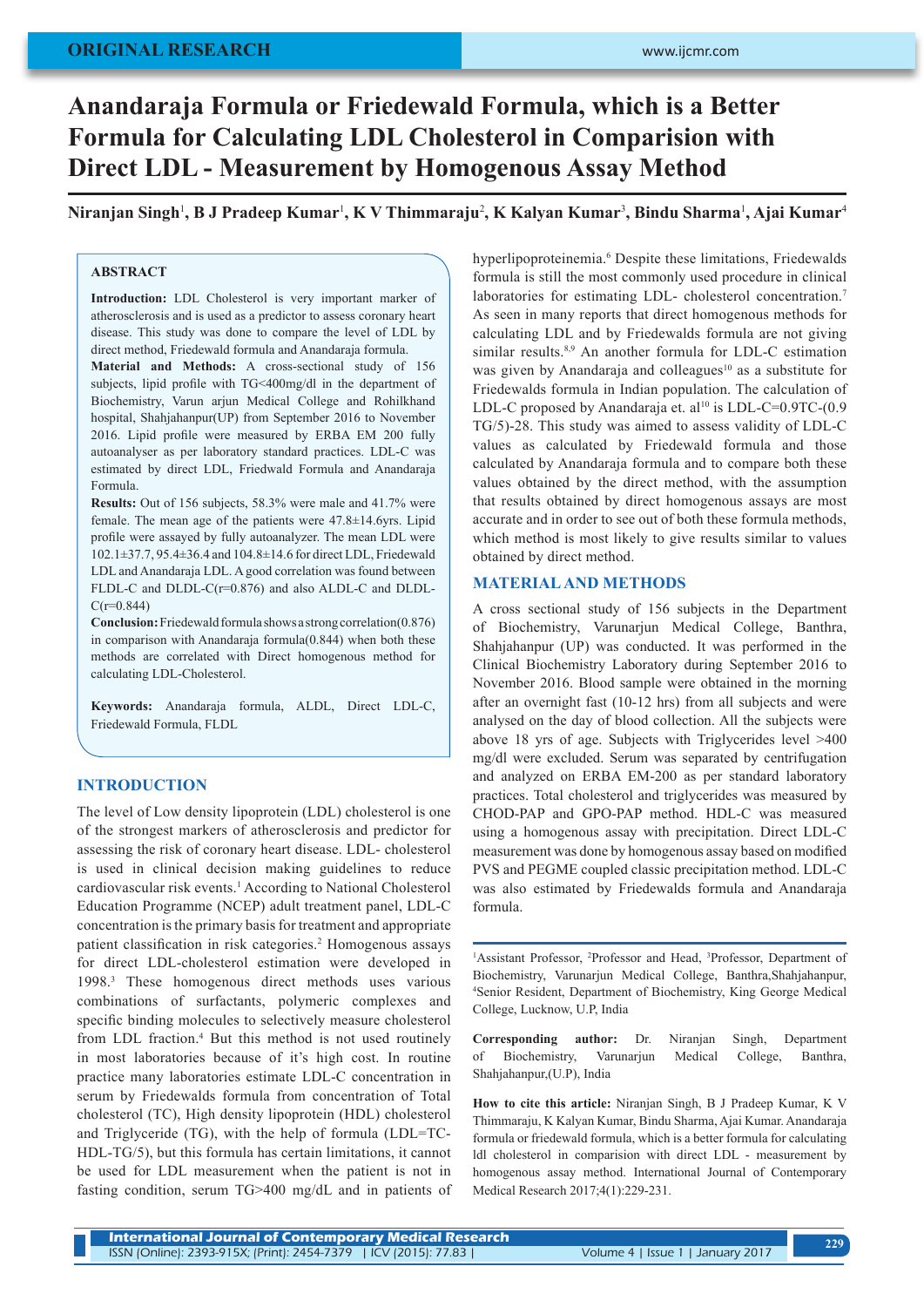ORIGINAL RESEARCH

# Anandaraja Formula or Friedewald Formula, which is a Better Formula for Calculating LDL Cholesterol in Comparision with Direct LDL - Measurement by Homogenous Assay Method

**Niranjan Singh[1], B J Pradeep Kumar[1], K V Thimmaraju[2], K Kalyan Kumar[3], Bindu Sharma[1], Ajai Kumar[4]**

## ABSTRACT

**Introduction:** LDL Cholesterol is very important marker of atherosclerosis and is used as a predictor to assess coronary heart disease. This study was done to compare the level of LDL by direct method, Friedewald formula and Anandaraja formula.

**Material and Methods:** A cross-sectional study of 156 subjects, lipid profile with TG<400mg/dl in the department of Biochemistry, Varun arjun Medical College and Rohilkhand hospital, Shahjahanpur(UP) from September 2016 to November 2016. Lipid profile were measured by ERBA EM 200 fully autoanalyser as per laboratory standard practices. LDL-C was estimated by direct LDL, Friedwald Formula and Anandaraja Formula.

**Results:** Out of 156 subjects, 58.3% were male and 41.7% were female. The mean age of the patients were 47.8±14.6yrs. Lipid profile were assayed by fully autoanalyzer. The mean LDL were 102.1±37.7, 95.4±36.4 and 104.8±14.6 for direct LDL, Friedewald LDL and Anandaraja LDL. A good correlation was found between FLDL-C and DLDL-C(r=0.876) and also ALDL-C and DLDL-C(r=0.844)

**Conclusion:** Friedewald formula shows a strong correlation(0.876) in comparison with Anandaraja formula(0.844) when both these methods are correlated with Direct homogenous method for calculating LDL-Cholesterol.

**Keywords:** Anandaraja formula, ALDL, Direct LDL-C, Friedewald Formula, FLDL

## INTRODUCTION

The level of Low density lipoprotein (LDL) cholesterol is one of the strongest markers of atherosclerosis and predictor for assessing the risk of coronary heart disease. LDL- cholesterol is used in clinical decision making guidelines to reduce cardiovascular risk events.[1] According to National Cholesterol Education Programme (NCEP) adult treatment panel, LDL-C concentration is the primary basis for treatment and appropriate patient classification in risk categories.[2] Homogenous assays for direct LDL-cholesterol estimation were developed in 1998.[3] These homogenous direct methods uses various combinations of surfactants, polymeric complexes and specific binding molecules to selectively measure cholesterol from LDL fraction.[4] But this method is not used routinely in most laboratories because of it's high cost. In routine practice many laboratories estimate LDL-C concentration in serum by Friedewalds formula from concentration of Total cholesterol (TC), High density lipoprotein (HDL) cholesterol and Triglyceride (TG), with the help of formula (LDL=TC-HDL-TG/5), but this formula has certain limitations, it cannot be used for LDL measurement when the patient is not in fasting condition, serum TG>400 mg/dL and in patients of hyperlipoproteinemia.[6] Despite these limitations, Friedewalds formula is still the most commonly used procedure in clinical laboratories for estimating LDL- cholesterol concentration.[7] As seen in many reports that direct homogenous methods for calculating LDL and by Friedewalds formula are not giving similar results.[8,9] An another formula for LDL-C estimation was given by Anandaraja and colleagues[10] as a substitute for Friedewalds formula in Indian population. The calculation of LDL-C proposed by Anandaraja et. al[10] is LDL-C=0.9TC-(0.9 TG/5)-28. This study was aimed to assess validity of LDL-C values as calculated by Friedewald formula and those calculated by Anandaraja formula and to compare both these values obtained by the direct method, with the assumption that results obtained by direct homogenous assays are most accurate and in order to see out of both these formula methods, which method is most likely to give results similar to values obtained by direct method.

## MATERIAL AND METHODS

A cross sectional study of 156 subjects in the Department of Biochemistry, Varunarjun Medical College, Banthra, Shahjahanpur (UP) was conducted. It was performed in the Clinical Biochemistry Laboratory during September 2016 to November 2016. Blood sample were obtained in the morning after an overnight fast (10-12 hrs) from all subjects and were analysed on the day of blood collection. All the subjects were above 18 yrs of age. Subjects with Triglycerides level >400 mg/dl were excluded. Serum was separated by centrifugation and analyzed on ERBA EM-200 as per standard laboratory practices. Total cholesterol and triglycerides was measured by CHOD-PAP and GPO-PAP method. HDL-C was measured using a homogenous assay with precipitation. Direct LDL-C measurement was done by homogenous assay based on modified PVS and PEGME coupled classic precipitation method. LDL-C was also estimated by Friedewalds formula and Anandaraja formula.

---

[1]Assistant Professor, [2]Professor and Head, [3]Professor, Department of Biochemistry, Varunarjun Medical College, Banthra,Shahjahanpur, [4]Senior Resident, Department of Biochemistry, King George Medical College, Lucknow, U.P, India

**Corresponding author:** Dr. Niranjan Singh, Department of Biochemistry, Varunarjun Medical College, Banthra, Shahjahanpur,(U.P), India

**How to cite this article:** Niranjan Singh, B J Pradeep Kumar, K V Thimmaraju, K Kalyan Kumar, Bindu Sharma, Ajai Kumar. Anandaraja formula or friedewald formula, which is a better formula for calculating ldl cholesterol in comparision with direct LDL - measurement by homogenous assay method. International Journal of Contemporary Medical Research 2017;4(1):229-231.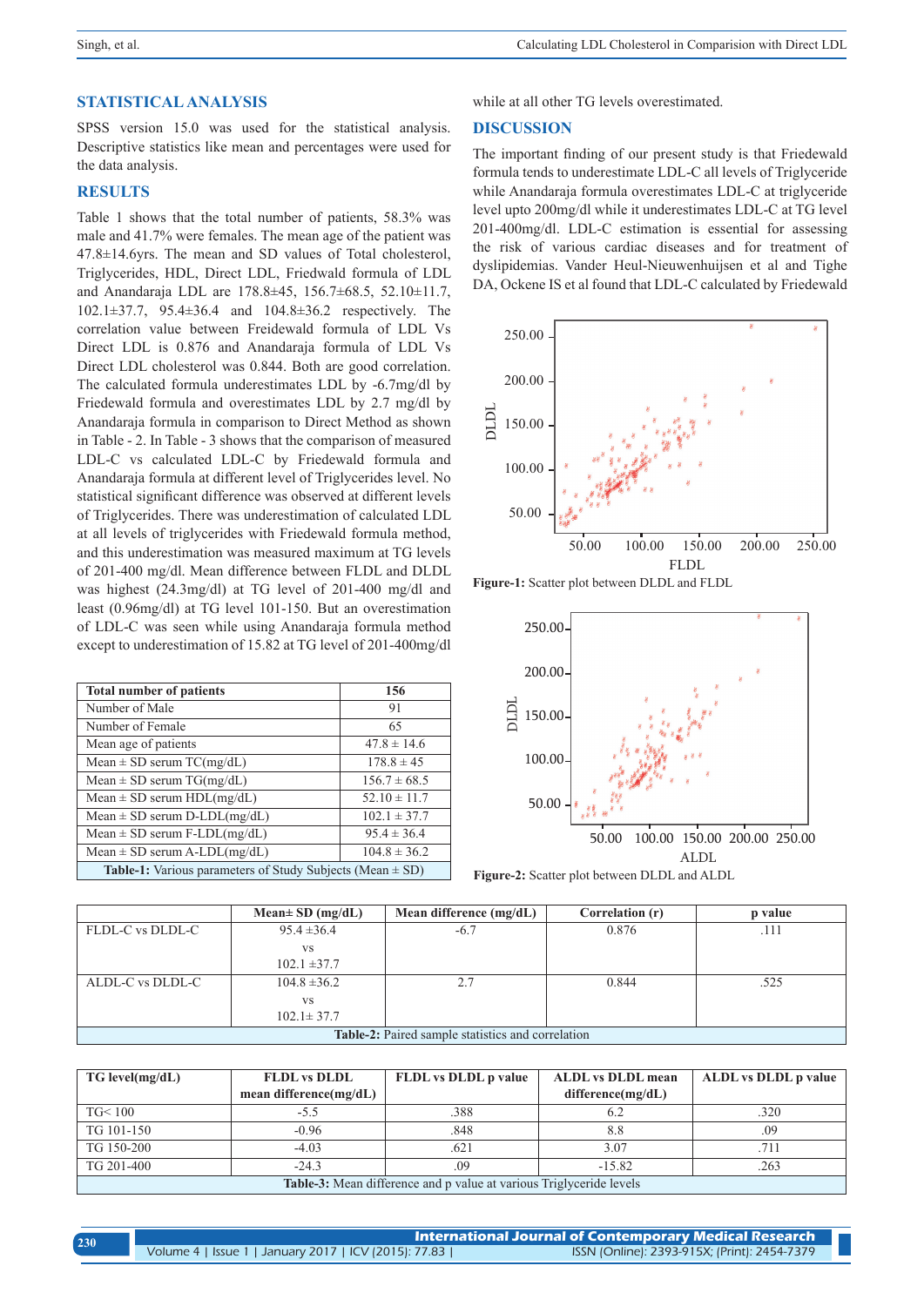## STATISTICAL ANALYSIS

SPSS version 15.0 was used for the statistical analysis. Descriptive statistics like mean and percentages were used for the data analysis.

## RESULTS

Table 1 shows that the total number of patients, 58.3% was male and 41.7% were females. The mean age of the patient was 47.8±14.6yrs. The mean and SD values of Total cholesterol, Triglycerides, HDL, Direct LDL, Friedewald formula of LDL and Anandaraja LDL are 178.8±45, 156.7±68.5, 52.10±11.7, 102.1±37.7, 95.4±36.4 and 104.8±36.2 respectively. The correlation value between Freidewald formula of LDL Vs Direct LDL is 0.876 and Anandaraja formula of LDL Vs Direct LDL cholesterol was 0.844. Both are good correlation. The calculated formula underestimates LDL by -6.7mg/dl by Friedewald formula and overestimates LDL by 2.7 mg/dl by Anandaraja formula in comparison to Direct Method as shown in Table - 2. In Table - 3 shows that the comparison of measured LDL-C vs calculated LDL-C by Friedewald formula and Anandaraja formula at different level of Triglycerides level. No statistical significant difference was observed at different levels of Triglycerides. There was underestimation of calculated LDL at all levels of triglycerides with Friedewald formula method, and this underestimation was measured maximum at TG levels of 201-400 mg/dl. Mean difference between FLDL and DLDL was highest (24.3mg/dl) at TG level of 201-400 mg/dl and least (0.96mg/dl) at TG level 101-150. But an overestimation of LDL-C was seen while using Anandaraja formula method except to underestimation of 15.82 at TG level of 201-400mg/dl while at all other TG levels overestimated.

| Total number of patients | 156 |
|---|---|
| Number of Male | 91 |
| Number of Female | 65 |
| Mean age of patients | 47.8 ± 14.6 |
| Mean ± SD serum TC(mg/dL) | 178.8 ± 45 |
| Mean ± SD serum TG(mg/dL) | 156.7 ± 68.5 |
| Mean ± SD serum HDL(mg/dL) | 52.10 ± 11.7 |
| Mean ± SD serum D-LDL(mg/dL) | 102.1 ± 37.7 |
| Mean ± SD serum F-LDL(mg/dL) | 95.4 ± 36.4 |
| Mean ± SD serum A-LDL(mg/dL) | 104.8 ± 36.2 |

**Table-1:** Various parameters of Study Subjects (Mean ± SD)

## DISCUSSION

The important finding of our present study is that Friedewald formula tends to underestimate LDL-C all levels of Triglyceride while Anandaraja formula overestimates LDL-C at triglyceride level upto 200mg/dl while it underestimates LDL-C at TG level 201-400mg/dl. LDL-C estimation is essential for assessing the risk of various cardiac diseases and for treatment of dyslipidemias. Vander Heul-Nieuwenhuijsen et al and Tighe DA, Ockene IS et al found that LDL-C calculated by Friedewald

**Figure-1:** Scatter plot between DLDL and FLDL

**Figure-2:** Scatter plot between DLDL and ALDL

| | Mean± SD (mg/dL) | Mean difference (mg/dL) | Correlation (r) | p value |
|---|---|---|---|---|
| FLDL-C vs DLDL-C | 95.4 ±36.4 vs 102.1 ±37.7 | -6.7 | 0.876 | .111 |
| ALDL-C vs DLDL-C | 104.8 ±36.2 vs 102.1± 37.7 | 2.7 | 0.844 | .525 |

**Table-2:** Paired sample statistics and correlation

| TG level(mg/dL) | FLDL vs DLDL mean difference(mg/dL) | FLDL vs DLDL p value | ALDL vs DLDL mean difference(mg/dL) | ALDL vs DLDL p value |
|---|---|---|---|---|
| TG< 100 | -5.5 | .388 | 6.2 | .320 |
| TG 101-150 | -0.96 | .848 | 8.8 | .09 |
| TG 150-200 | -4.03 | .621 | 3.07 | .711 |
| TG 201-400 | -24.3 | .09 | -15.82 | .263 |

**Table-3:** Mean difference and p value at various Triglyceride levels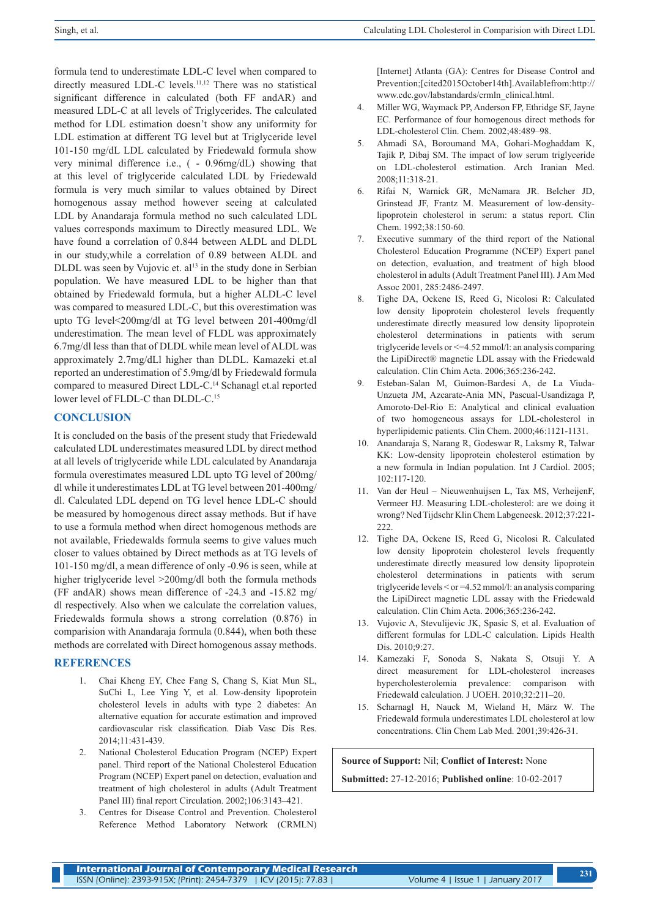formula tend to underestimate LDL-C level when compared to directly measured LDL-C levels.[11,12] There was no statistical significant difference in calculated (both FF andAR) and measured LDL-C at all levels of Triglycerides. The calculated method for LDL estimation doesn't show any uniformity for LDL estimation at different TG level but at Triglyceride level 101-150 mg/dL LDL calculated by Friedewald formula show very minimal difference i.e., ( - 0.96mg/dL) showing that at this level of triglyceride calculated LDL by Friedewald formula is very much similar to values obtained by Direct homogenous assay method however seeing at calculated LDL by Anandaraja formula method no such calculated LDL values corresponds maximum to Directly measured LDL. We have found a correlation of 0.844 between ALDL and DLDL in our study,while a correlation of 0.89 between ALDL and DLDL was seen by Vujovic et. al[13] in the study done in Serbian population. We have measured LDL to be higher than that obtained by Friedewald formula, but a higher ALDL-C level was compared to measured LDL-C, but this overestimation was upto TG level<200mg/dl at TG level between 201-400mg/dl underestimation. The mean level of FLDL was approximately 6.7mg/dl less than that of DLDL while mean level of ALDL was approximately 2.7mg/dLl higher than DLDL. Kamazeki et.al reported an underestimation of 5.9mg/dl by Friedewald formula compared to measured Direct LDL-C.[14] Schanagl et.al reported lower level of FLDL-C than DLDL-C.[15]

## CONCLUSION

It is concluded on the basis of the present study that Friedewald calculated LDL underestimates measured LDL by direct method at all levels of triglyceride while LDL calculated by Anandaraja formula overestimates measured LDL upto TG level of 200mg/dl while it underestimates LDL at TG level between 201-400mg/dl. Calculated LDL depend on TG level hence LDL-C should be measured by homogenous direct assay methods. But if have to use a formula method when direct homogenous methods are not available, Friedewalds formula seems to give values much closer to values obtained by Direct methods as at TG levels of 101-150 mg/dl, a mean difference of only -0.96 is seen, while at higher triglyceride level >200mg/dl both the formula methods (FF andAR) shows mean difference of -24.3 and -15.82 mg/dl respectively. Also when we calculate the correlation values, Friedewalds formula shows a strong correlation (0.876) in comparision with Anandaraja formula (0.844), when both these methods are correlated with Direct homogenous assay methods.

## REFERENCES

1. Chai Kheng EY, Chee Fang S, Chang S, Kiat Mun SL, SuChi L, Lee Ying Y, et al. Low-density lipoprotein cholesterol levels in adults with type 2 diabetes: An alternative equation for accurate estimation and improved cardiovascular risk classification. Diab Vasc Dis Res. 2014;11:431-439.
2. National Cholesterol Education Program (NCEP) Expert panel. Third report of the National Cholesterol Education Program (NCEP) Expert panel on detection, evaluation and treatment of high cholesterol in adults (Adult Treatment Panel III) final report Circulation. 2002;106:3143–421.
3. Centres for Disease Control and Prevention. Cholesterol Reference Method Laboratory Network (CRMLN) [Internet] Atlanta (GA): Centres for Disease Control and Prevention;[cited2015October14th].Availablefrom:http://www.cdc.gov/labstandards/crmln_clinical.html.
4. Miller WG, Waymack PP, Anderson FP, Ethridge SF, Jayne EC. Performance of four homogenous direct methods for LDL-cholesterol Clin. Chem. 2002;48:489–98.
5. Ahmadi SA, Boroumand MA, Gohari-Moghaddam K, Tajik P, Dibaj SM. The impact of low serum triglyceride on LDL-cholesterol estimation. Arch Iranian Med. 2008;11:318-21.
6. Rifai N, Warnick GR, McNamara JR. Belcher JD, Grinstead JF, Frantz M. Measurement of low-density-lipoprotein cholesterol in serum: a status report. Clin Chem. 1992;38:150-60.
7. Executive summary of the third report of the National Cholesterol Education Programme (NCEP) Expert panel on detection, evaluation, and treatment of high blood cholesterol in adults (Adult Treatment Panel III). J Am Med Assoc 2001, 285:2486-2497.
8. Tighe DA, Ockene IS, Reed G, Nicolosi R: Calculated low density lipoprotein cholesterol levels frequently underestimate directly measured low density lipoprotein cholesterol determinations in patients with serum triglyceride levels or <=4.52 mmol/l: an analysis comparing the LipiDirect® magnetic LDL assay with the Friedewald calculation. Clin Chim Acta. 2006;365:236-242.
9. Esteban-Salan M, Guimon-Bardesi A, de La Viuda-Unzueta JM, Azcarate-Ania MN, Pascual-Usandizaga P, Amoroto-Del-Rio E: Analytical and clinical evaluation of two homogeneous assays for LDL-cholesterol in hyperlipidemic patients. Clin Chem. 2000;46:1121-1131.
10. Anandaraja S, Narang R, Godeswar R, Laksmy R, Talwar KK: Low-density lipoprotein cholesterol estimation by a new formula in Indian population. Int J Cardiol. 2005; 102:117-120.
11. Van der Heul – Nieuwenhuijsen L, Tax MS, VerheijenF, Vermeer HJ. Measuring LDL-cholesterol: are we doing it wrong? Ned Tijdschr Klin Chem Labgeneesk. 2012;37:221-222.
12. Tighe DA, Ockene IS, Reed G, Nicolosi R. Calculated low density lipoprotein cholesterol levels frequently underestimate directly measured low density lipoprotein cholesterol determinations in patients with serum triglyceride levels < or =4.52 mmol/l: an analysis comparing the LipiDirect magnetic LDL assay with the Friedewald calculation. Clin Chim Acta. 2006;365:236-242.
13. Vujovic A, Stevulijevic JK, Spasic S, et al. Evaluation of different formulas for LDL-C calculation. Lipids Health Dis. 2010;9:27.
14. Kamezaki F, Sonoda S, Nakata S, Otsuji Y. A direct measurement for LDL-cholesterol increases hypercholesterolemia prevalence: comparison with Friedewald calculation. J UOEH. 2010;32:211–20.
15. Scharnagl H, Nauck M, Wieland H, März W. The Friedewald formula underestimates LDL cholesterol at low concentrations. Clin Chem Lab Med. 2001;39:426-31.

**Source of Support:** Nil; **Conflict of Interest:** None

**Submitted:** 27-12-2016; **Published online**: 10-02-2017